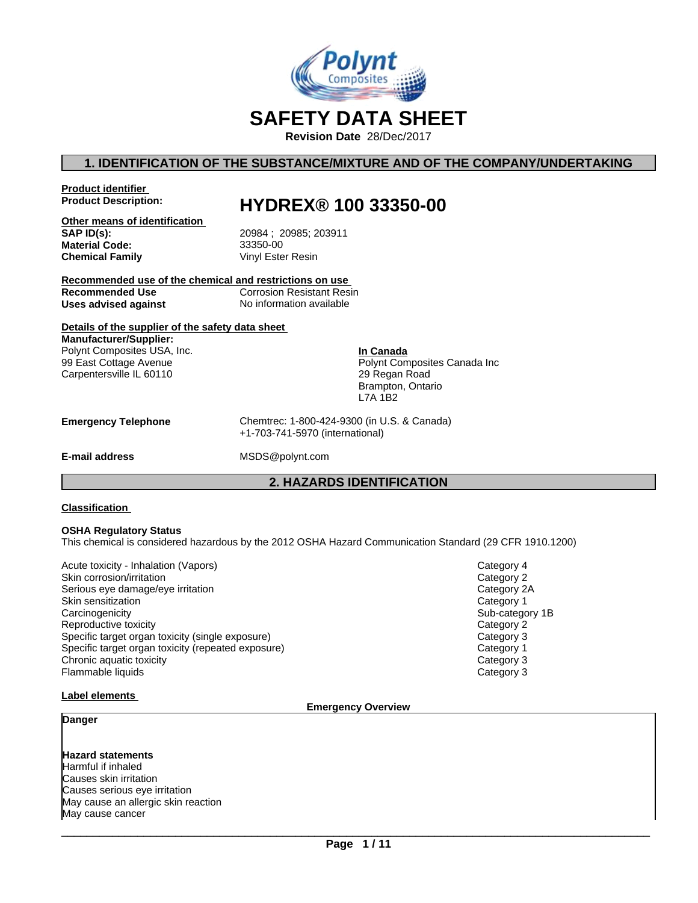# SAFETY DATA SHEET

**Revision Date** 28/Dec/2017

## 1. IDENTIFICATION OF THE SUBSTANCE/MIXTURE AND OF THE COMPANY/UNDERTAKING

**Product identifier**

**Product Description:** **HYDREX® 100 33350-00**

**Other means of identification**

| | |
|---|---|
| **SAP ID(s):** | 20984 ; 20985; 203911 |
| **Material Code:** | 33350-00 |
| **Chemical Family** | Vinyl Ester Resin |

**Recommended use of the chemical and restrictions on use**

| | |
|---|---|
| **Recommended Use** | Corrosion Resistant Resin |
| **Uses advised against** | No information available |

**Details of the supplier of the safety data sheet**

**Manufacturer/Supplier:**
Polynt Composites USA, Inc.
99 East Cottage Avenue
Carpentersville IL 60110

**In Canada**
Polynt Composites Canada Inc
29 Regan Road
Brampton, Ontario
L7A 1B2

**Emergency Telephone** Chemtrec: 1-800-424-9300 (in U.S. & Canada)
+1-703-741-5970 (international)

**E-mail address** MSDS@polynt.com

## 2. HAZARDS IDENTIFICATION

**Classification**

**OSHA Regulatory Status**
This chemical is considered hazardous by the 2012 OSHA Hazard Communication Standard (29 CFR 1910.1200)

| | |
|---|---|
| Acute toxicity - Inhalation (Vapors) | Category 4 |
| Skin corrosion/irritation | Category 2 |
| Serious eye damage/eye irritation | Category 2A |
| Skin sensitization | Category 1 |
| Carcinogenicity | Sub-category 1B |
| Reproductive toxicity | Category 2 |
| Specific target organ toxicity (single exposure) | Category 3 |
| Specific target organ toxicity (repeated exposure) | Category 1 |
| Chronic aquatic toxicity | Category 3 |
| Flammable liquids | Category 3 |

**Label elements**

**Emergency Overview**

**Danger**

**Hazard statements**
Harmful if inhaled
Causes skin irritation
Causes serious eye irritation
May cause an allergic skin reaction
May cause cancer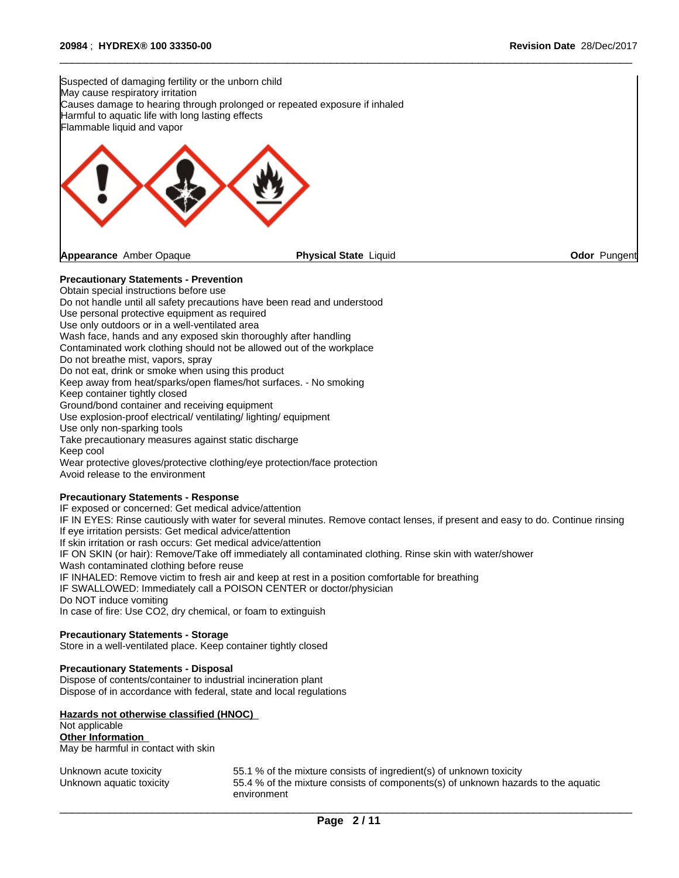Suspected of damaging fertility or the unborn child
May cause respiratory irritation
Causes damage to hearing through prolonged or repeated exposure if inhaled
Harmful to aquatic life with long lasting effects
Flammable liquid and vapor

| **Appearance** Amber Opaque | **Physical State** Liquid | **Odor** Pungent |
|---|---|---|

**Precautionary Statements - Prevention**
Obtain special instructions before use
Do not handle until all safety precautions have been read and understood
Use personal protective equipment as required
Use only outdoors or in a well-ventilated area
Wash face, hands and any exposed skin thoroughly after handling
Contaminated work clothing should not be allowed out of the workplace
Do not breathe mist, vapors, spray
Do not eat, drink or smoke when using this product
Keep away from heat/sparks/open flames/hot surfaces. - No smoking
Keep container tightly closed
Ground/bond container and receiving equipment
Use explosion-proof electrical/ ventilating/ lighting/ equipment
Use only non-sparking tools
Take precautionary measures against static discharge
Keep cool
Wear protective gloves/protective clothing/eye protection/face protection
Avoid release to the environment

**Precautionary Statements - Response**
IF exposed or concerned: Get medical advice/attention
IF IN EYES: Rinse cautiously with water for several minutes. Remove contact lenses, if present and easy to do. Continue rinsing
If eye irritation persists: Get medical advice/attention
If skin irritation or rash occurs: Get medical advice/attention
IF ON SKIN (or hair): Remove/Take off immediately all contaminated clothing. Rinse skin with water/shower
Wash contaminated clothing before reuse
IF INHALED: Remove victim to fresh air and keep at rest in a position comfortable for breathing
IF SWALLOWED: Immediately call a POISON CENTER or doctor/physician
Do NOT induce vomiting
In case of fire: Use $CO_2$, dry chemical, or foam to extinguish

**Precautionary Statements - Storage**
Store in a well-ventilated place. Keep container tightly closed

**Precautionary Statements - Disposal**
Dispose of contents/container to industrial incineration plant
Dispose of in accordance with federal, state and local regulations

**Hazards not otherwise classified (HNOC)**
Not applicable
**Other Information**
May be harmful in contact with skin

| | |
|---|---|
| Unknown acute toxicity | 55.1 % of the mixture consists of ingredient(s) of unknown toxicity |
| Unknown aquatic toxicity | 55.4 % of the mixture consists of components(s) of unknown hazards to the aquatic environment |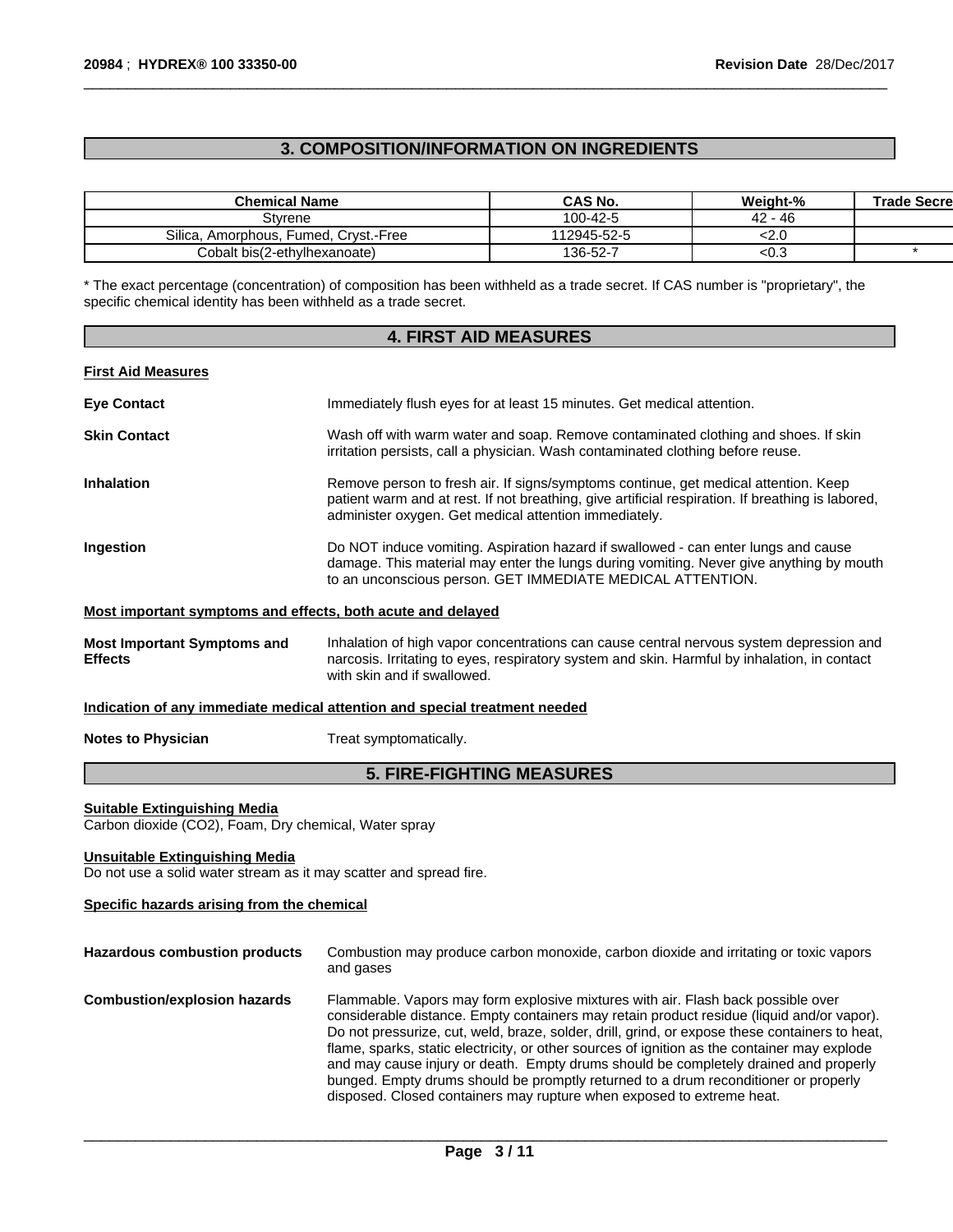## 3. COMPOSITION/INFORMATION ON INGREDIENTS

| Chemical Name | CAS No. | Weight-% | Trade Secre |
|---|---|---|---|
| Styrene | 100-42-5 | 42 - 46 | |
| Silica, Amorphous, Fumed, Cryst.-Free | 112945-52-5 | <2.0 | |
| Cobalt bis(2-ethylhexanoate) | 136-52-7 | <0.3 | * |

* The exact percentage (concentration) of composition has been withheld as a trade secret. If CAS number is "proprietary", the specific chemical identity has been withheld as a trade secret.

## 4. FIRST AID MEASURES

**First Aid Measures**

**Eye Contact**: Immediately flush eyes for at least 15 minutes. Get medical attention.

**Skin Contact**: Wash off with warm water and soap. Remove contaminated clothing and shoes. If skin irritation persists, call a physician. Wash contaminated clothing before reuse.

**Inhalation**: Remove person to fresh air. If signs/symptoms continue, get medical attention. Keep patient warm and at rest. If not breathing, give artificial respiration. If breathing is labored, administer oxygen. Get medical attention immediately.

**Ingestion**: Do NOT induce vomiting. Aspiration hazard if swallowed - can enter lungs and cause damage. This material may enter the lungs during vomiting. Never give anything by mouth to an unconscious person. GET IMMEDIATE MEDICAL ATTENTION.

**Most important symptoms and effects, both acute and delayed**

**Most Important Symptoms and Effects**: Inhalation of high vapor concentrations can cause central nervous system depression and narcosis. Irritating to eyes, respiratory system and skin. Harmful by inhalation, in contact with skin and if swallowed.

**Indication of any immediate medical attention and special treatment needed**

**Notes to Physician**: Treat symptomatically.

## 5. FIRE-FIGHTING MEASURES

**Suitable Extinguishing Media**

Carbon dioxide ($CO_2$), Foam, Dry chemical, Water spray

**Unsuitable Extinguishing Media**

Do not use a solid water stream as it may scatter and spread fire.

**Specific hazards arising from the chemical**

**Hazardous combustion products**: Combustion may produce carbon monoxide, carbon dioxide and irritating or toxic vapors and gases

**Combustion/explosion hazards**: Flammable. Vapors may form explosive mixtures with air. Flash back possible over considerable distance. Empty containers may retain product residue (liquid and/or vapor). Do not pressurize, cut, weld, braze, solder, drill, grind, or expose these containers to heat, flame, sparks, static electricity, or other sources of ignition as the container may explode and may cause injury or death. Empty drums should be completely drained and properly bunged. Empty drums should be promptly returned to a drum reconditioner or properly disposed. Closed containers may rupture when exposed to extreme heat.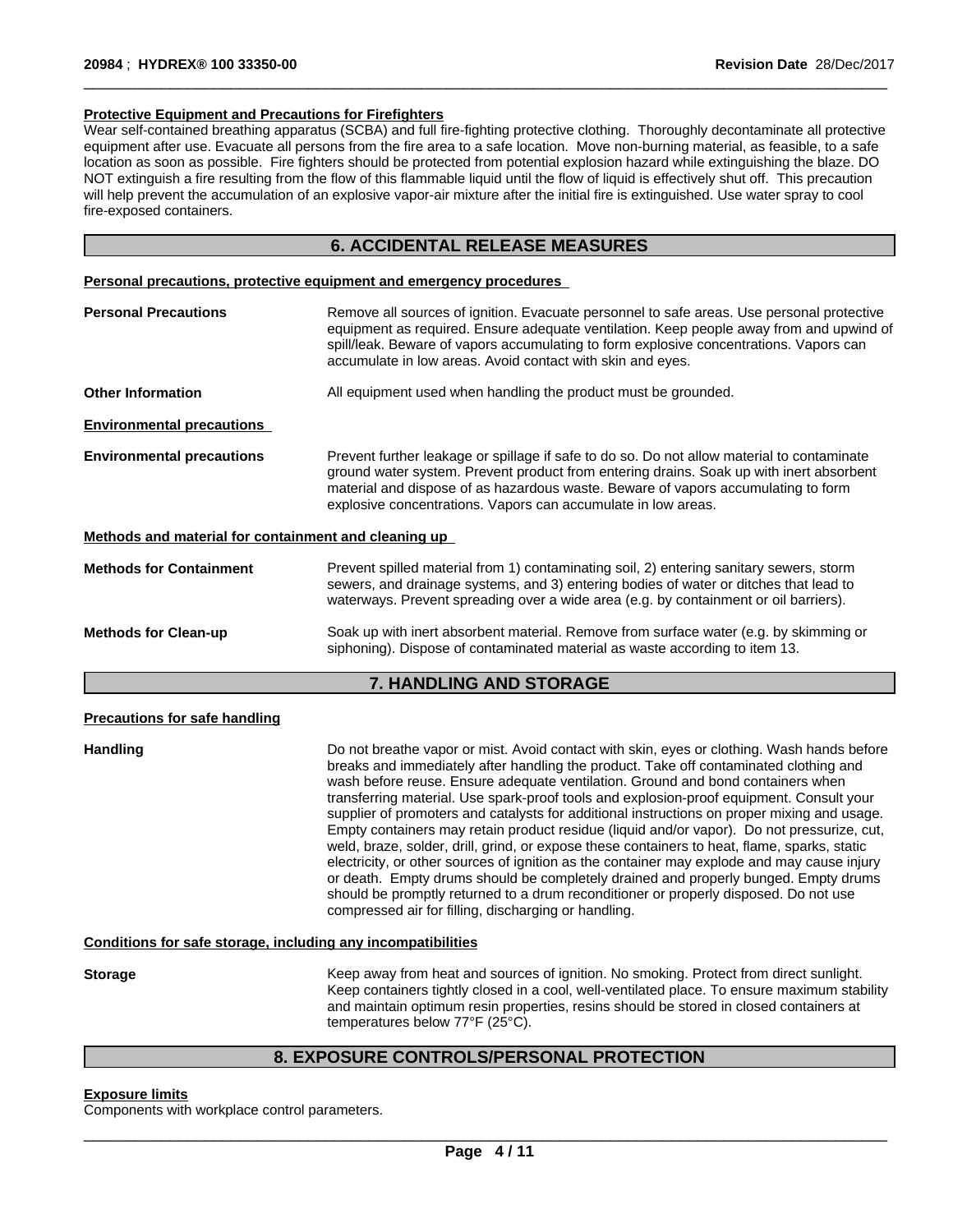**Protective Equipment and Precautions for Firefighters**

Wear self-contained breathing apparatus (SCBA) and full fire-fighting protective clothing. Thoroughly decontaminate all protective equipment after use. Evacuate all persons from the fire area to a safe location. Move non-burning material, as feasible, to a safe location as soon as possible. Fire fighters should be protected from potential explosion hazard while extinguishing the blaze. DO NOT extinguish a fire resulting from the flow of this flammable liquid until the flow of liquid is effectively shut off. This precaution will help prevent the accumulation of an explosive vapor-air mixture after the initial fire is extinguished. Use water spray to cool fire-exposed containers.

## 6. ACCIDENTAL RELEASE MEASURES

**Personal precautions, protective equipment and emergency procedures**

**Personal Precautions** — Remove all sources of ignition. Evacuate personnel to safe areas. Use personal protective equipment as required. Ensure adequate ventilation. Keep people away from and upwind of spill/leak. Beware of vapors accumulating to form explosive concentrations. Vapors can accumulate in low areas. Avoid contact with skin and eyes.

**Other Information** — All equipment used when handling the product must be grounded.

**Environmental precautions**

**Environmental precautions** — Prevent further leakage or spillage if safe to do so. Do not allow material to contaminate ground water system. Prevent product from entering drains. Soak up with inert absorbent material and dispose of as hazardous waste. Beware of vapors accumulating to form explosive concentrations. Vapors can accumulate in low areas.

**Methods and material for containment and cleaning up**

**Methods for Containment** — Prevent spilled material from 1) contaminating soil, 2) entering sanitary sewers, storm sewers, and drainage systems, and 3) entering bodies of water or ditches that lead to waterways. Prevent spreading over a wide area (e.g. by containment or oil barriers).

**Methods for Clean-up** — Soak up with inert absorbent material. Remove from surface water (e.g. by skimming or siphoning). Dispose of contaminated material as waste according to item 13.

## 7. HANDLING AND STORAGE

**Precautions for safe handling**

**Handling** — Do not breathe vapor or mist. Avoid contact with skin, eyes or clothing. Wash hands before breaks and immediately after handling the product. Take off contaminated clothing and wash before reuse. Ensure adequate ventilation. Ground and bond containers when transferring material. Use spark-proof tools and explosion-proof equipment. Consult your supplier of promoters and catalysts for additional instructions on proper mixing and usage. Empty containers may retain product residue (liquid and/or vapor). Do not pressurize, cut, weld, braze, solder, drill, grind, or expose these containers to heat, flame, sparks, static electricity, or other sources of ignition as the container may explode and may cause injury or death. Empty drums should be completely drained and properly bunged. Empty drums should be promptly returned to a drum reconditioner or properly disposed. Do not use compressed air for filling, discharging or handling.

**Conditions for safe storage, including any incompatibilities**

**Storage** — Keep away from heat and sources of ignition. No smoking. Protect from direct sunlight. Keep containers tightly closed in a cool, well-ventilated place. To ensure maximum stability and maintain optimum resin properties, resins should be stored in closed containers at temperatures below 77°F (25°C).

## 8. EXPOSURE CONTROLS/PERSONAL PROTECTION

**Exposure limits**

Components with workplace control parameters.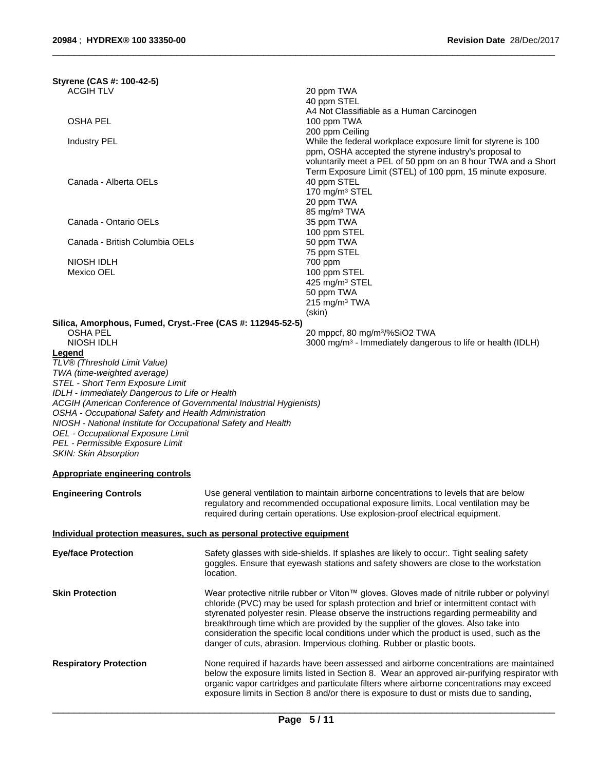**Styrene (CAS #: 100-42-5)**

| | |
|---|---|
| ACGIH TLV | 20 ppm TWA<br>40 ppm STEL<br>A4 Not Classifiable as a Human Carcinogen |
| OSHA PEL | 100 ppm TWA<br>200 ppm Ceiling |
| Industry PEL | While the federal workplace exposure limit for styrene is 100 ppm, OSHA accepted the styrene industry's proposal to voluntarily meet a PEL of 50 ppm on an 8 hour TWA and a Short Term Exposure Limit (STEL) of 100 ppm, 15 minute exposure. |
| Canada - Alberta OELs | 40 ppm STEL<br>170 mg/m³ STEL<br>20 ppm TWA<br>85 mg/m³ TWA |
| Canada - Ontario OELs | 35 ppm TWA<br>100 ppm STEL |
| Canada - British Columbia OELs | 50 ppm TWA<br>75 ppm STEL |
| NIOSH IDLH | 700 ppm |
| Mexico OEL | 100 ppm STEL<br>425 mg/m³ STEL<br>50 ppm TWA<br>215 mg/m³ TWA<br>(skin) |

**Silica, Amorphous, Fumed, Cryst.-Free (CAS #: 112945-52-5)**

| | |
|---|---|
| OSHA PEL | 20 mppcf, 80 mg/m³/%SiO2 TWA |
| NIOSH IDLH | 3000 mg/m³ - Immediately dangerous to life or health (IDLH) |

**Legend**

*TLV® (Threshold Limit Value)*
*TWA (time-weighted average)*
*STEL - Short Term Exposure Limit*
*IDLH - Immediately Dangerous to Life or Health*
*ACGIH (American Conference of Governmental Industrial Hygienists)*
*OSHA - Occupational Safety and Health Administration*
*NIOSH - National Institute for Occupational Safety and Health*
*OEL - Occupational Exposure Limit*
*PEL - Permissible Exposure Limit*
*SKIN: Skin Absorption*

**Appropriate engineering controls**

**Engineering Controls** — Use general ventilation to maintain airborne concentrations to levels that are below regulatory and recommended occupational exposure limits. Local ventilation may be required during certain operations. Use explosion-proof electrical equipment.

**Individual protection measures, such as personal protective equipment**

**Eye/face Protection** — Safety glasses with side-shields. If splashes are likely to occur:. Tight sealing safety goggles. Ensure that eyewash stations and safety showers are close to the workstation location.

**Skin Protection** — Wear protective nitrile rubber or Viton™ gloves. Gloves made of nitrile rubber or polyvinyl chloride (PVC) may be used for splash protection and brief or intermittent contact with styrenated polyester resin. Please observe the instructions regarding permeability and breakthrough time which are provided by the supplier of the gloves. Also take into consideration the specific local conditions under which the product is used, such as the danger of cuts, abrasion. Impervious clothing. Rubber or plastic boots.

**Respiratory Protection** — None required if hazards have been assessed and airborne concentrations are maintained below the exposure limits listed in Section 8. Wear an approved air-purifying respirator with organic vapor cartridges and particulate filters where airborne concentrations may exceed exposure limits in Section 8 and/or there is exposure to dust or mists due to sanding,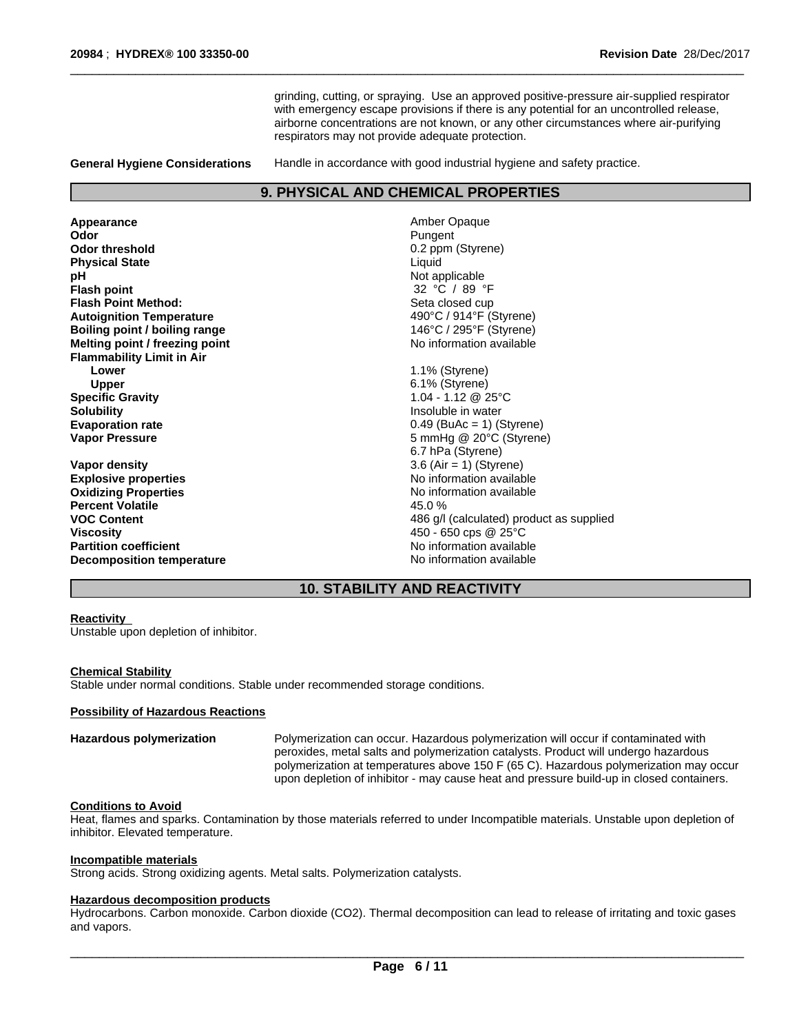grinding, cutting, or spraying. Use an approved positive-pressure air-supplied respirator with emergency escape provisions if there is any potential for an uncontrolled release, airborne concentrations are not known, or any other circumstances where air-purifying respirators may not provide adequate protection.

**General Hygiene Considerations** Handle in accordance with good industrial hygiene and safety practice.

## 9. PHYSICAL AND CHEMICAL PROPERTIES

| Property | Value |
|---|---|
| **Appearance** | Amber Opaque |
| **Odor** | Pungent |
| **Odor threshold** | 0.2 ppm (Styrene) |
| **Physical State** | Liquid |
| **pH** | Not applicable |
| **Flash point** | 32 °C / 89 °F |
| **Flash Point Method:** | Seta closed cup |
| **Autoignition Temperature** | 490°C / 914°F (Styrene) |
| **Boiling point / boiling range** | 146°C / 295°F (Styrene) |
| **Melting point / freezing point** | No information available |
| **Flammability Limit in Air** | |
| **Lower** | 1.1% (Styrene) |
| **Upper** | 6.1% (Styrene) |
| **Specific Gravity** | 1.04 - 1.12 @ 25°C |
| **Solubility** | Insoluble in water |
| **Evaporation rate** | 0.49 (BuAc = 1) (Styrene) |
| **Vapor Pressure** | 5 mmHg @ 20°C (Styrene)<br>6.7 hPa (Styrene) |
| **Vapor density** | 3.6 (Air = 1) (Styrene) |
| **Explosive properties** | No information available |
| **Oxidizing Properties** | No information available |
| **Percent Volatile** | 45.0 % |
| **VOC Content** | 486 g/l (calculated) product as supplied |
| **Viscosity** | 450 - 650 cps @ 25°C |
| **Partition coefficient** | No information available |
| **Decomposition temperature** | No information available |

## 10. STABILITY AND REACTIVITY

**Reactivity**

Unstable upon depletion of inhibitor.

**Chemical Stability**

Stable under normal conditions. Stable under recommended storage conditions.

**Possibility of Hazardous Reactions**

**Hazardous polymerization** Polymerization can occur. Hazardous polymerization will occur if contaminated with peroxides, metal salts and polymerization catalysts. Product will undergo hazardous polymerization at temperatures above 150 F (65 C). Hazardous polymerization may occur upon depletion of inhibitor - may cause heat and pressure build-up in closed containers.

**Conditions to Avoid**

Heat, flames and sparks. Contamination by those materials referred to under Incompatible materials. Unstable upon depletion of inhibitor. Elevated temperature.

**Incompatible materials**

Strong acids. Strong oxidizing agents. Metal salts. Polymerization catalysts.

**Hazardous decomposition products**

Hydrocarbons. Carbon monoxide. Carbon dioxide ($CO_2$). Thermal decomposition can lead to release of irritating and toxic gases and vapors.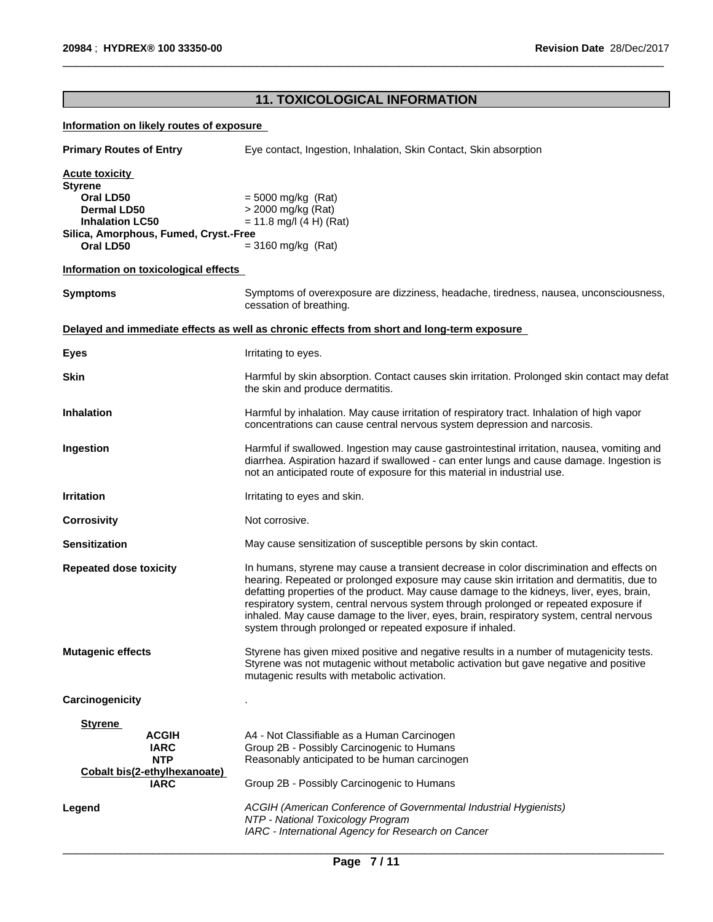## 11. TOXICOLOGICAL INFORMATION

**Information on likely routes of exposure**

**Primary Routes of Entry** Eye contact, Ingestion, Inhalation, Skin Contact, Skin absorption

**Acute toxicity**

**Styrene**

| | |
|---|---|
| **Oral LD50** | = 5000 mg/kg (Rat) |
| **Dermal LD50** | > 2000 mg/kg (Rat) |
| **Inhalation LC50** | = 11.8 mg/l (4 H) (Rat) |

**Silica, Amorphous, Fumed, Cryst.-Free**

| | |
|---|---|
| **Oral LD50** | = 3160 mg/kg (Rat) |

**Information on toxicological effects**

**Symptoms** Symptoms of overexposure are dizziness, headache, tiredness, nausea, unconsciousness, cessation of breathing.

**Delayed and immediate effects as well as chronic effects from short and long-term exposure**

**Eyes** Irritating to eyes.

**Skin** Harmful by skin absorption. Contact causes skin irritation. Prolonged skin contact may defat the skin and produce dermatitis.

**Inhalation** Harmful by inhalation. May cause irritation of respiratory tract. Inhalation of high vapor concentrations can cause central nervous system depression and narcosis.

**Ingestion** Harmful if swallowed. Ingestion may cause gastrointestinal irritation, nausea, vomiting and diarrhea. Aspiration hazard if swallowed - can enter lungs and cause damage. Ingestion is not an anticipated route of exposure for this material in industrial use.

**Irritation** Irritating to eyes and skin.

**Corrosivity** Not corrosive.

**Sensitization** May cause sensitization of susceptible persons by skin contact.

**Repeated dose toxicity** In humans, styrene may cause a transient decrease in color discrimination and effects on hearing. Repeated or prolonged exposure may cause skin irritation and dermatitis, due to defatting properties of the product. May cause damage to the kidneys, liver, eyes, brain, respiratory system, central nervous system through prolonged or repeated exposure if inhaled. May cause damage to the liver, eyes, brain, respiratory system, central nervous system through prolonged or repeated exposure if inhaled.

**Mutagenic effects** Styrene has given mixed positive and negative results in a number of mutagenicity tests. Styrene was not mutagenic without metabolic activation but gave negative and positive mutagenic results with metabolic activation.

**Carcinogenicity** .

**Styrene**

| | |
|---|---|
| **ACGIH** | A4 - Not Classifiable as a Human Carcinogen |
| **IARC** | Group 2B - Possibly Carcinogenic to Humans |
| **NTP** | Reasonably anticipated to be human carcinogen |

**Cobalt bis(2-ethylhexanoate)**

| | |
|---|---|
| **IARC** | Group 2B - Possibly Carcinogenic to Humans |

**Legend**

*ACGIH (American Conference of Governmental Industrial Hygienists)*
*NTP - National Toxicology Program*
*IARC - International Agency for Research on Cancer*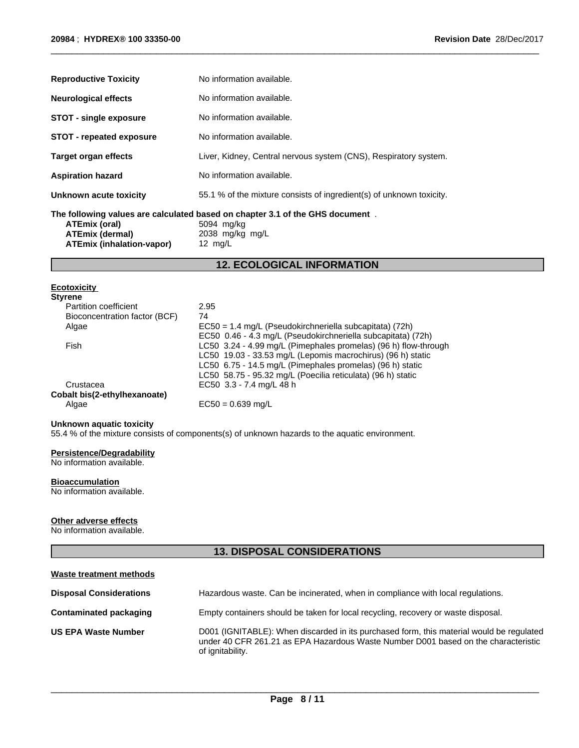| | |
|---|---|
| **Reproductive Toxicity** | No information available. |
| **Neurological effects** | No information available. |
| **STOT - single exposure** | No information available. |
| **STOT - repeated exposure** | No information available. |
| **Target organ effects** | Liver, Kidney, Central nervous system (CNS), Respiratory system. |
| **Aspiration hazard** | No information available. |
| **Unknown acute toxicity** | 55.1 % of the mixture consists of ingredient(s) of unknown toxicity. |

**The following values are calculated based on chapter 3.1 of the GHS document** .

| | |
|---|---|
| **ATEmix (oral)** | 5094 mg/kg |
| **ATEmix (dermal)** | 2038 mg/kg mg/L |
| **ATEmix (inhalation-vapor)** | 12 mg/L |

## 12. ECOLOGICAL INFORMATION

**Ecotoxicity**

**Styrene**

| | |
|---|---|
| Partition coefficient | 2.95 |
| Bioconcentration factor (BCF) | 74 |
| Algae | EC50 = 1.4 mg/L (Pseudokirchneriella subcapitata) (72h)<br>EC50 0.46 - 4.3 mg/L (Pseudokirchneriella subcapitata) (72h) |
| Fish | LC50 3.24 - 4.99 mg/L (Pimephales promelas) (96 h) flow-through<br>LC50 19.03 - 33.53 mg/L (Lepomis macrochirus) (96 h) static<br>LC50 6.75 - 14.5 mg/L (Pimephales promelas) (96 h) static<br>LC50 58.75 - 95.32 mg/L (Poecilia reticulata) (96 h) static |
| Crustacea | EC50 3.3 - 7.4 mg/L 48 h |

**Cobalt bis(2-ethylhexanoate)**

| | |
|---|---|
| Algae | EC50 = 0.639 mg/L |

**Unknown aquatic toxicity**

55.4 % of the mixture consists of components(s) of unknown hazards to the aquatic environment.

**Persistence/Degradability**

No information available.

**Bioaccumulation**

No information available.

**Other adverse effects**

No information available.

## 13. DISPOSAL CONSIDERATIONS

**Waste treatment methods**

| | |
|---|---|
| **Disposal Considerations** | Hazardous waste. Can be incinerated, when in compliance with local regulations. |
| **Contaminated packaging** | Empty containers should be taken for local recycling, recovery or waste disposal. |
| **US EPA Waste Number** | D001 (IGNITABLE): When discarded in its purchased form, this material would be regulated under 40 CFR 261.21 as EPA Hazardous Waste Number D001 based on the characteristic of ignitability. |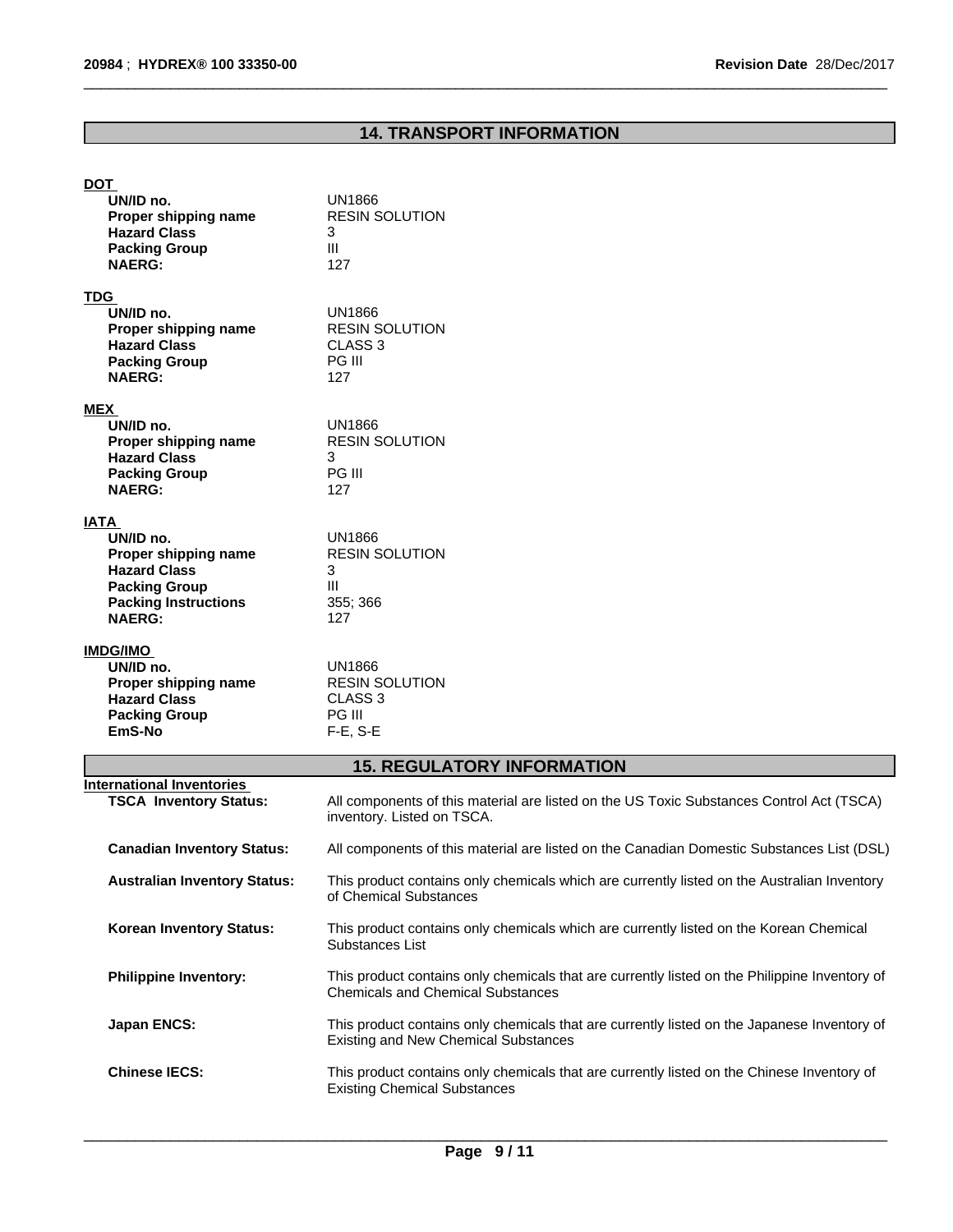## 14. TRANSPORT INFORMATION

**DOT**

| | |
|---|---|
| **UN/ID no.** | UN1866 |
| **Proper shipping name** | RESIN SOLUTION |
| **Hazard Class** | 3 |
| **Packing Group** | III |
| **NAERG:** | 127 |

**TDG**

| | |
|---|---|
| **UN/ID no.** | UN1866 |
| **Proper shipping name** | RESIN SOLUTION |
| **Hazard Class** | CLASS 3 |
| **Packing Group** | PG III |
| **NAERG:** | 127 |

**MEX**

| | |
|---|---|
| **UN/ID no.** | UN1866 |
| **Proper shipping name** | RESIN SOLUTION |
| **Hazard Class** | 3 |
| **Packing Group** | PG III |
| **NAERG:** | 127 |

**IATA**

| | |
|---|---|
| **UN/ID no.** | UN1866 |
| **Proper shipping name** | RESIN SOLUTION |
| **Hazard Class** | 3 |
| **Packing Group** | III |
| **Packing Instructions** | 355; 366 |
| **NAERG:** | 127 |

**IMDG/IMO**

| | |
|---|---|
| **UN/ID no.** | UN1866 |
| **Proper shipping name** | RESIN SOLUTION |
| **Hazard Class** | CLASS 3 |
| **Packing Group** | PG III |
| **EmS-No** | F-E, S-E |

## 15. REGULATORY INFORMATION

**International Inventories**

| | |
|---|---|
| **TSCA Inventory Status:** | All components of this material are listed on the US Toxic Substances Control Act (TSCA) inventory. Listed on TSCA. |
| **Canadian Inventory Status:** | All components of this material are listed on the Canadian Domestic Substances List (DSL) |
| **Australian Inventory Status:** | This product contains only chemicals which are currently listed on the Australian Inventory of Chemical Substances |
| **Korean Inventory Status:** | This product contains only chemicals which are currently listed on the Korean Chemical Substances List |
| **Philippine Inventory:** | This product contains only chemicals that are currently listed on the Philippine Inventory of Chemicals and Chemical Substances |
| **Japan ENCS:** | This product contains only chemicals that are currently listed on the Japanese Inventory of Existing and New Chemical Substances |
| **Chinese IECS:** | This product contains only chemicals that are currently listed on the Chinese Inventory of Existing Chemical Substances |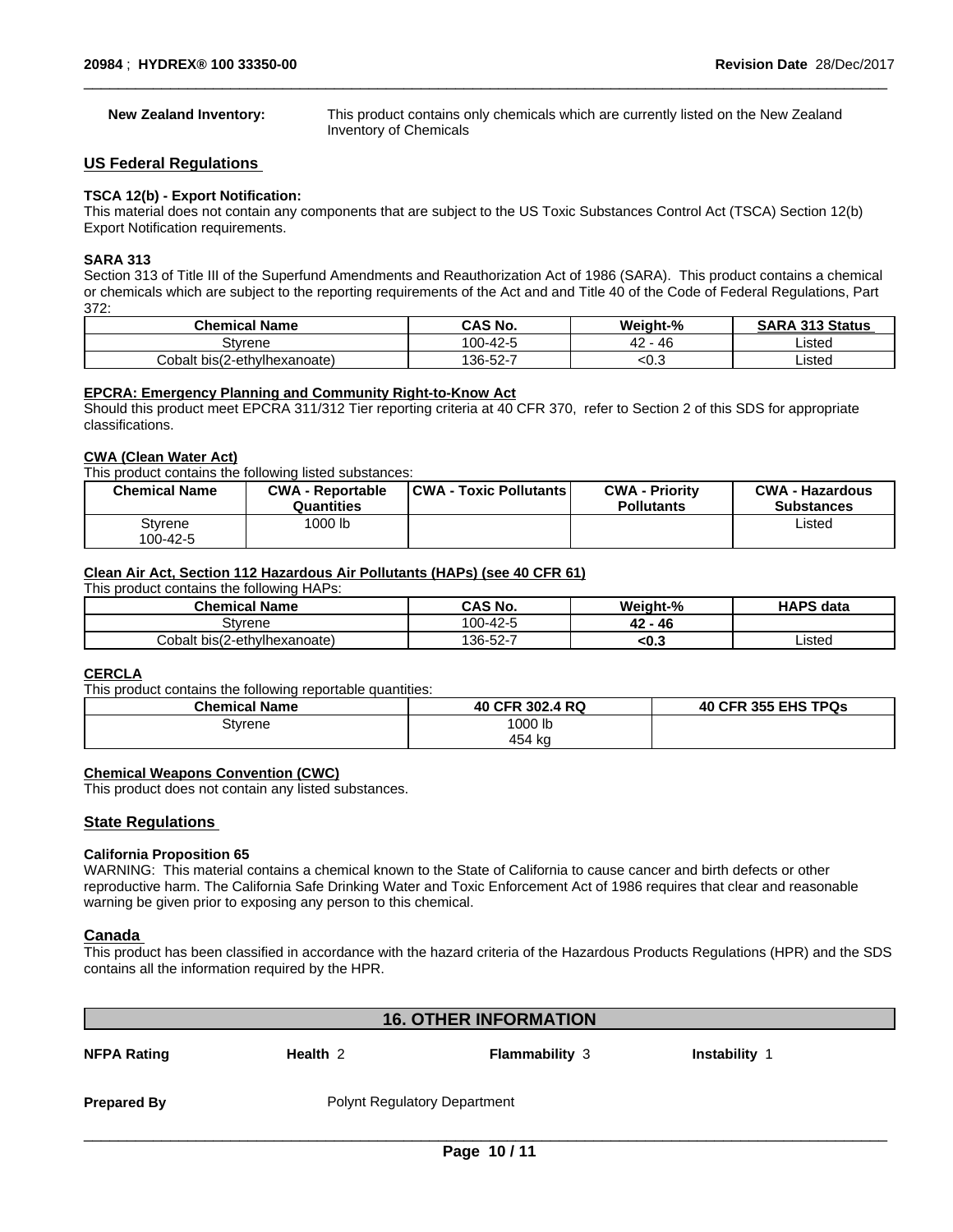**New Zealand Inventory:** This product contains only chemicals which are currently listed on the New Zealand Inventory of Chemicals

## US Federal Regulations

### TSCA 12(b) - Export Notification:

This material does not contain any components that are subject to the US Toxic Substances Control Act (TSCA) Section 12(b) Export Notification requirements.

### SARA 313

Section 313 of Title III of the Superfund Amendments and Reauthorization Act of 1986 (SARA). This product contains a chemical or chemicals which are subject to the reporting requirements of the Act and and Title 40 of the Code of Federal Regulations, Part 372:

| Chemical Name | CAS No. | Weight-% | SARA 313 Status |
|---|---|---|---|
| Styrene | 100-42-5 | 42 - 46 | Listed |
| Cobalt bis(2-ethylhexanoate) | 136-52-7 | <0.3 | Listed |

### EPCRA: Emergency Planning and Community Right-to-Know Act

Should this product meet EPCRA 311/312 Tier reporting criteria at 40 CFR 370, refer to Section 2 of this SDS for appropriate classifications.

### CWA (Clean Water Act)

This product contains the following listed substances:

| Chemical Name | CWA - Reportable Quantities | CWA - Toxic Pollutants | CWA - Priority Pollutants | CWA - Hazardous Substances |
|---|---|---|---|---|
| Styrene 100-42-5 | 1000 lb | | | Listed |

### Clean Air Act, Section 112 Hazardous Air Pollutants (HAPs) (see 40 CFR 61)

This product contains the following HAPs:

| Chemical Name | CAS No. | Weight-% | HAPS data |
|---|---|---|---|
| Styrene | 100-42-5 | **42 - 46** | |
| Cobalt bis(2-ethylhexanoate) | 136-52-7 | **<0.3** | Listed |

### CERCLA

This product contains the following reportable quantities:

| Chemical Name | 40 CFR 302.4 RQ | 40 CFR 355 EHS TPQs |
|---|---|---|
| Styrene | 1000 lb 454 kg | |

### Chemical Weapons Convention (CWC)

This product does not contain any listed substances.

## State Regulations

### California Proposition 65

WARNING: This material contains a chemical known to the State of California to cause cancer and birth defects or other reproductive harm. The California Safe Drinking Water and Toxic Enforcement Act of 1986 requires that clear and reasonable warning be given prior to exposing any person to this chemical.

## Canada

This product has been classified in accordance with the hazard criteria of the Hazardous Products Regulations (HPR) and the SDS contains all the information required by the HPR.

## 16. OTHER INFORMATION

**NFPA Rating** **Health** 2 **Flammability** 3 **Instability** 1

**Prepared By** Polynt Regulatory Department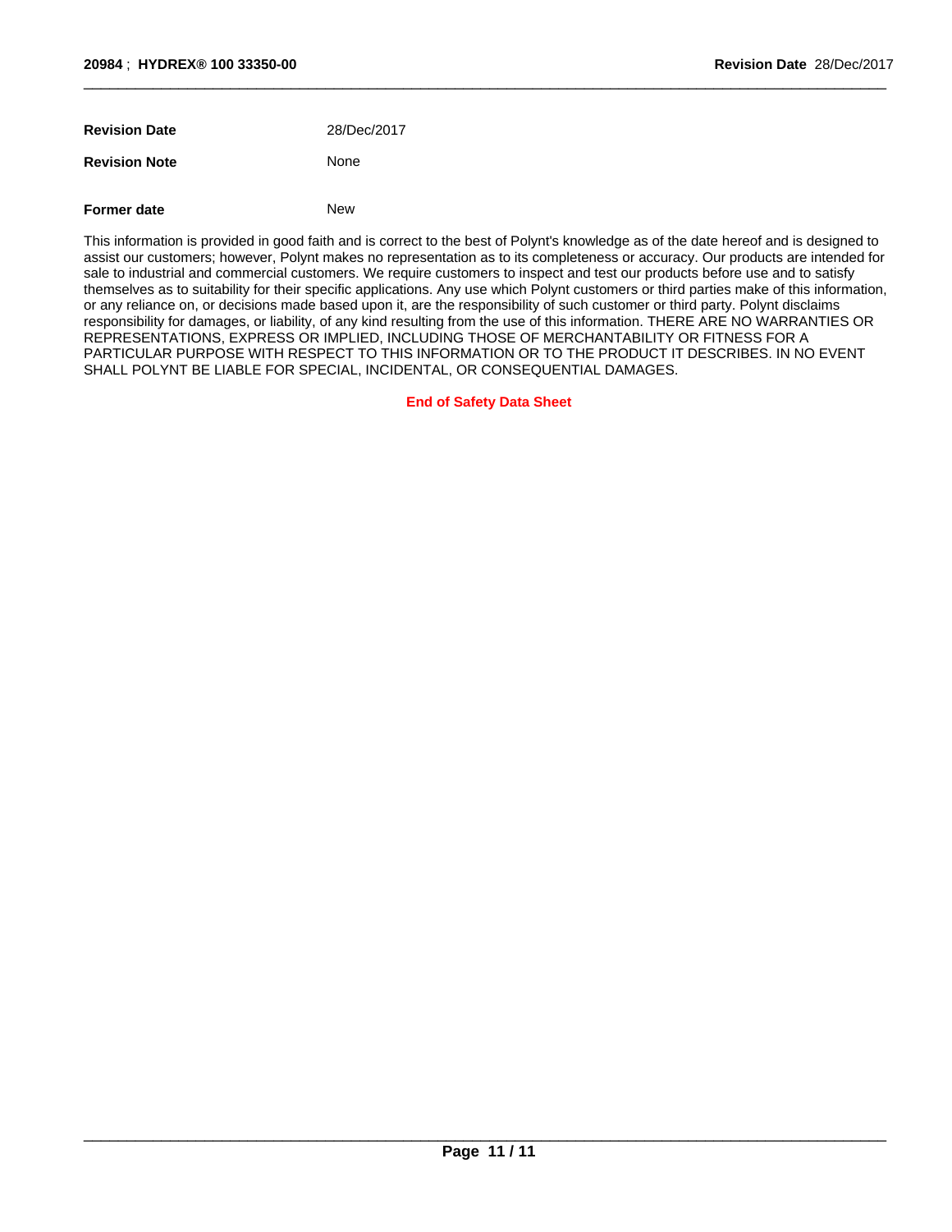**Revision Date** 28/Dec/2017

**Revision Note** None

**Former date** New

This information is provided in good faith and is correct to the best of Polynt's knowledge as of the date hereof and is designed to assist our customers; however, Polynt makes no representation as to its completeness or accuracy. Our products are intended for sale to industrial and commercial customers. We require customers to inspect and test our products before use and to satisfy themselves as to suitability for their specific applications. Any use which Polynt customers or third parties make of this information, or any reliance on, or decisions made based upon it, are the responsibility of such customer or third party. Polynt disclaims responsibility for damages, or liability, of any kind resulting from the use of this information. THERE ARE NO WARRANTIES OR REPRESENTATIONS, EXPRESS OR IMPLIED, INCLUDING THOSE OF MERCHANTABILITY OR FITNESS FOR A PARTICULAR PURPOSE WITH RESPECT TO THIS INFORMATION OR TO THE PRODUCT IT DESCRIBES. IN NO EVENT SHALL POLYNT BE LIABLE FOR SPECIAL, INCIDENTAL, OR CONSEQUENTIAL DAMAGES.

**End of Safety Data Sheet**